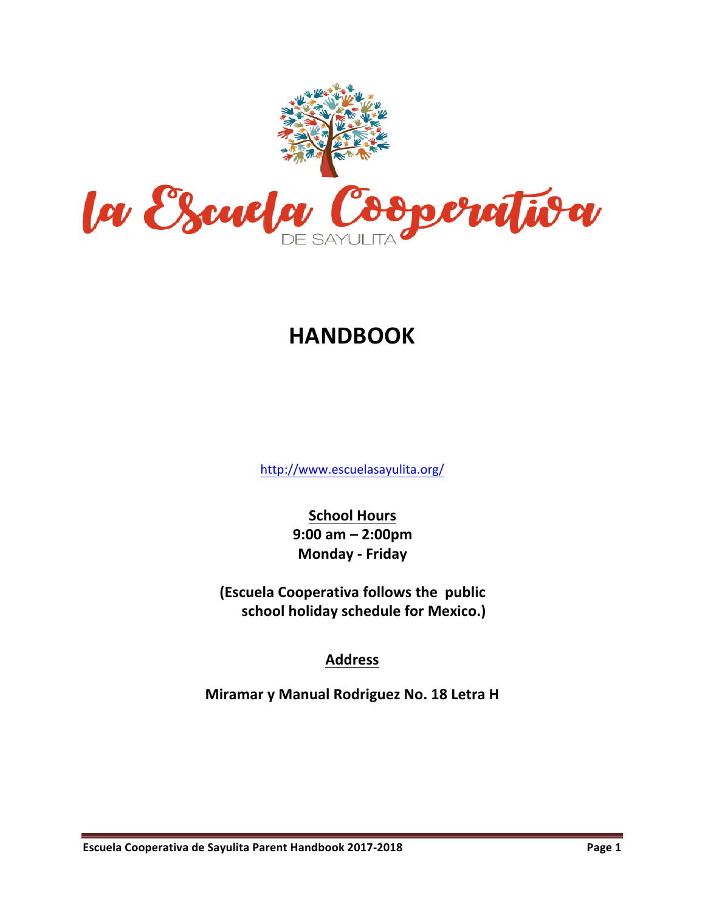la Escuela Cooperativa

DE SAYULITA

# HANDBOOK

http://www.escuelasayulita.org/

**School Hours**

**9:00 am – 2:00pm**

**Monday - Friday**

**(Escuela Cooperativa follows the public school holiday schedule for Mexico.)**

**Address**

**Miramar y Manual Rodriguez No. 18 Letra H**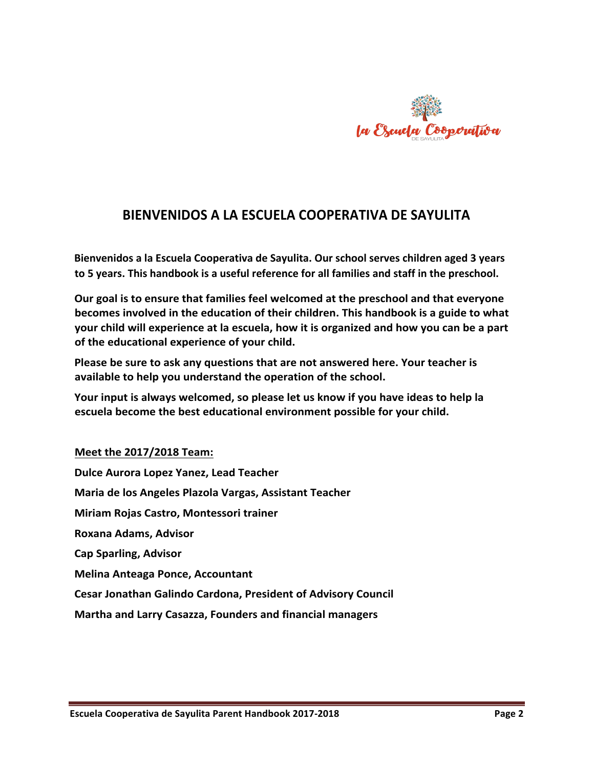# BIENVENIDOS A LA ESCUELA COOPERATIVA DE SAYULITA

**Bienvenidos a la Escuela Cooperativa de Sayulita. Our school serves children aged 3 years to 5 years. This handbook is a useful reference for all families and staff in the preschool.**

**Our goal is to ensure that families feel welcomed at the preschool and that everyone becomes involved in the education of their children. This handbook is a guide to what your child will experience at la escuela, how it is organized and how you can be a part of the educational experience of your child.**

**Please be sure to ask any questions that are not answered here. Your teacher is available to help you understand the operation of the school.**

**Your input is always welcomed, so please let us know if you have ideas to help la escuela become the best educational environment possible for your child.**

**Meet the 2017/2018 Team:**

**Dulce Aurora Lopez Yanez, Lead Teacher**

**Maria de los Angeles Plazola Vargas, Assistant Teacher**

**Miriam Rojas Castro, Montessori trainer**

**Roxana Adams, Advisor**

**Cap Sparling, Advisor**

**Melina Anteaga Ponce, Accountant**

**Cesar Jonathan Galindo Cardona, President of Advisory Council**

**Martha and Larry Casazza, Founders and financial managers**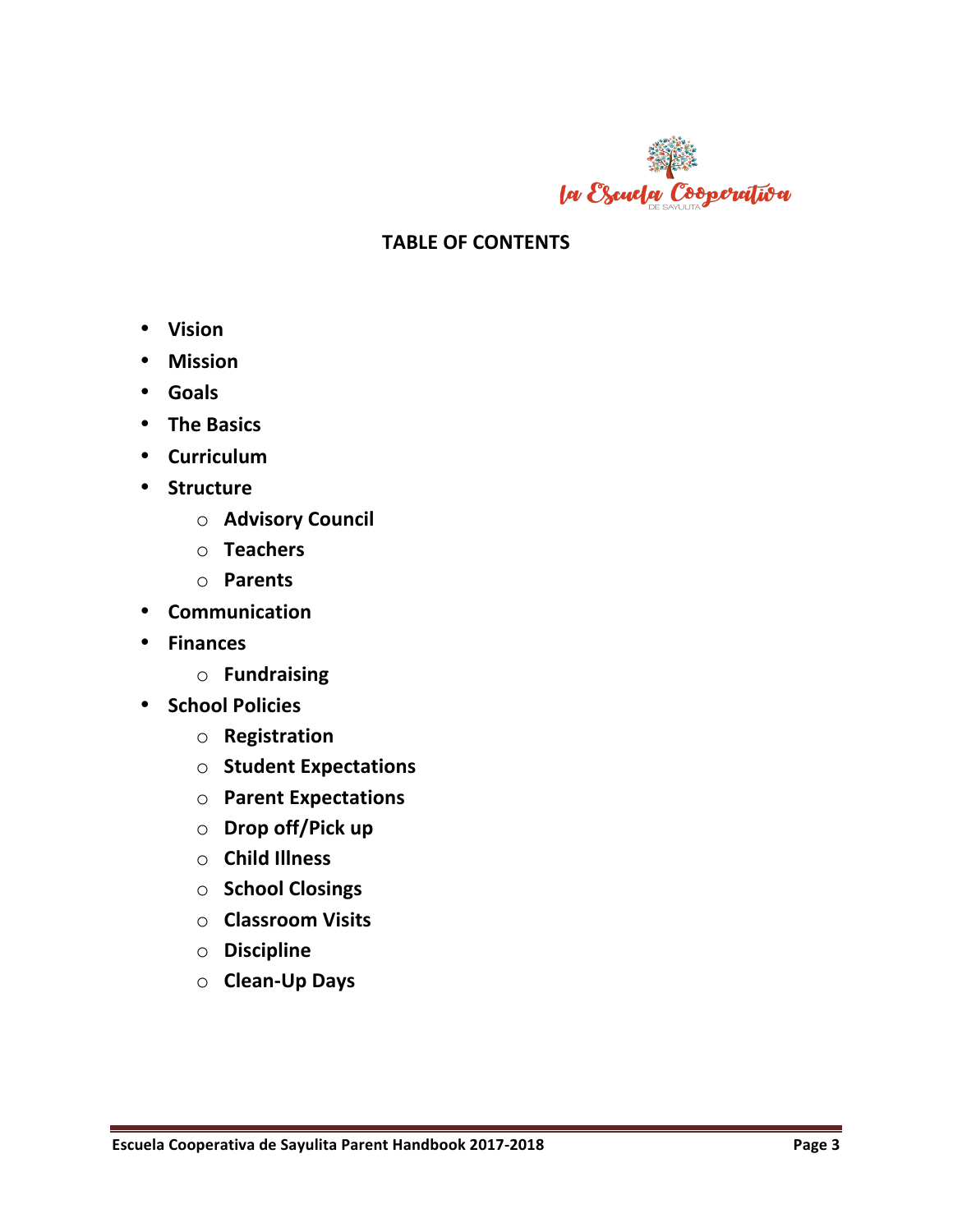## TABLE OF CONTENTS

- **Vision**
- **Mission**
- **Goals**
- **The Basics**
- **Curriculum**
- **Structure**
  - **Advisory Council**
  - **Teachers**
  - **Parents**
- **Communication**
- **Finances**
  - **Fundraising**
- **School Policies**
  - **Registration**
  - **Student Expectations**
  - **Parent Expectations**
  - **Drop off/Pick up**
  - **Child Illness**
  - **School Closings**
  - **Classroom Visits**
  - **Discipline**
  - **Clean-Up Days**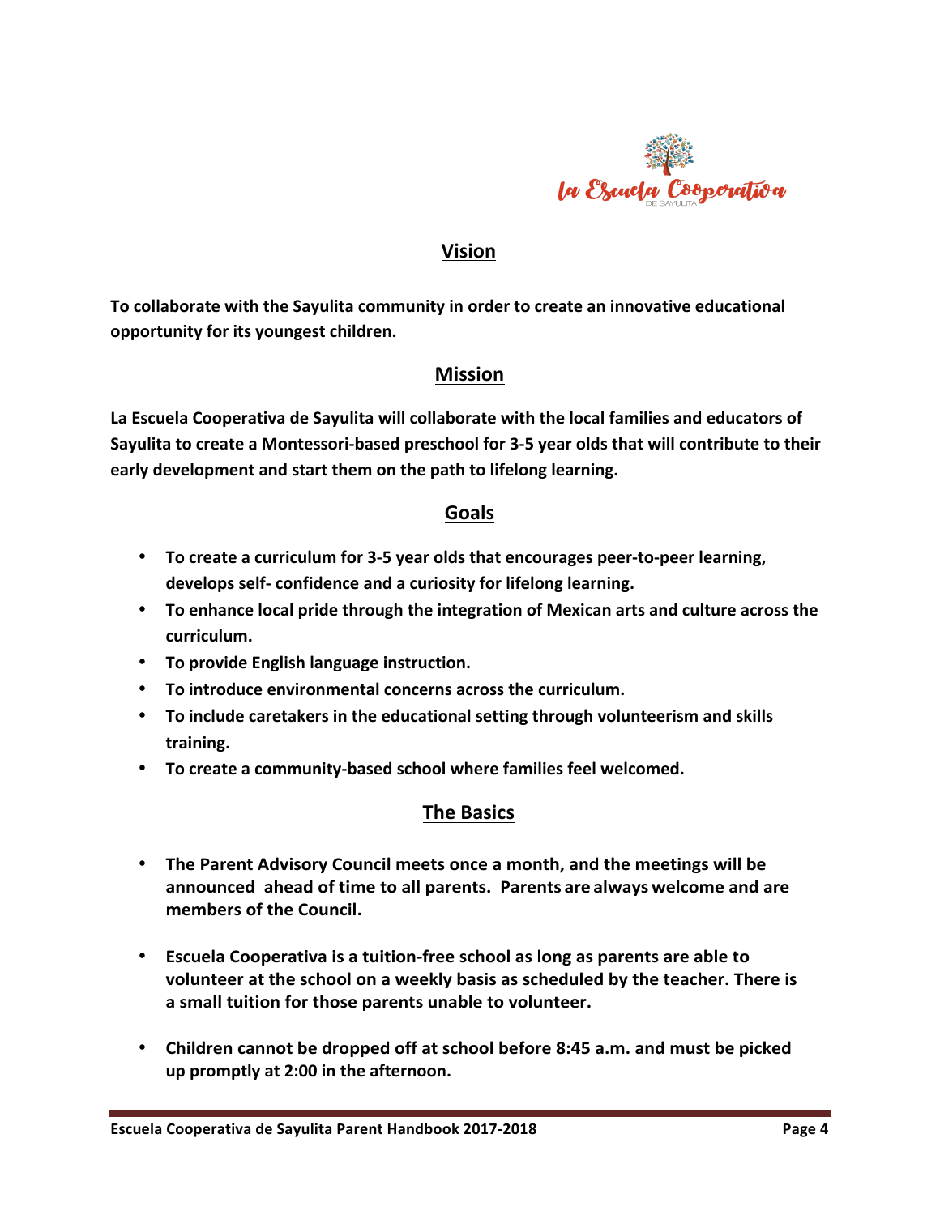## Vision

**To collaborate with the Sayulita community in order to create an innovative educational opportunity for its youngest children.**

## Mission

**La Escuela Cooperativa de Sayulita will collaborate with the local families and educators of Sayulita to create a Montessori-based preschool for 3-5 year olds that will contribute to their early development and start them on the path to lifelong learning.**

## Goals

- **To create a curriculum for 3-5 year olds that encourages peer-to-peer learning, develops self- confidence and a curiosity for lifelong learning.**
- **To enhance local pride through the integration of Mexican arts and culture across the curriculum.**
- **To provide English language instruction.**
- **To introduce environmental concerns across the curriculum.**
- **To include caretakers in the educational setting through volunteerism and skills training.**
- **To create a community-based school where families feel welcomed.**

## The Basics

- **The Parent Advisory Council meets once a month, and the meetings will be announced ahead of time to all parents. Parents are always welcome and are members of the Council.**

- **Escuela Cooperativa is a tuition-free school as long as parents are able to volunteer at the school on a weekly basis as scheduled by the teacher. There is a small tuition for those parents unable to volunteer.**

- **Children cannot be dropped off at school before 8:45 a.m. and must be picked up promptly at 2:00 in the afternoon.**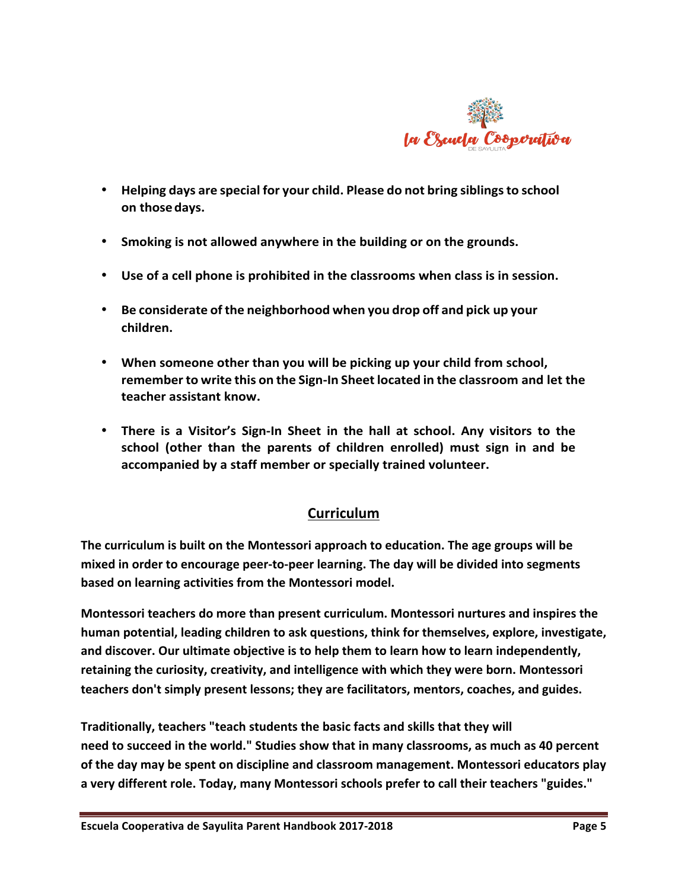- **Helping days are special for your child. Please do not bring siblings to school on those days.**

- **Smoking is not allowed anywhere in the building or on the grounds.**

- **Use of a cell phone is prohibited in the classrooms when class is in session.**

- **Be considerate of the neighborhood when you drop off and pick up your children.**

- **When someone other than you will be picking up your child from school, remember to write this on the Sign-In Sheet located in the classroom and let the teacher assistant know.**

- **There is a Visitor's Sign-In Sheet in the hall at school. Any visitors to the school (other than the parents of children enrolled) must sign in and be accompanied by a staff member or specially trained volunteer.**

## Curriculum

**The curriculum is built on the Montessori approach to education. The age groups will be mixed in order to encourage peer-to-peer learning. The day will be divided into segments based on learning activities from the Montessori model.**

**Montessori teachers do more than present curriculum. Montessori nurtures and inspires the human potential, leading children to ask questions, think for themselves, explore, investigate, and discover. Our ultimate objective is to help them to learn how to learn independently, retaining the curiosity, creativity, and intelligence with which they were born. Montessori teachers don't simply present lessons; they are facilitators, mentors, coaches, and guides.**

**Traditionally, teachers "teach students the basic facts and skills that they will need to succeed in the world." Studies show that in many classrooms, as much as 40 percent of the day may be spent on discipline and classroom management. Montessori educators play a very different role. Today, many Montessori schools prefer to call their teachers "guides."**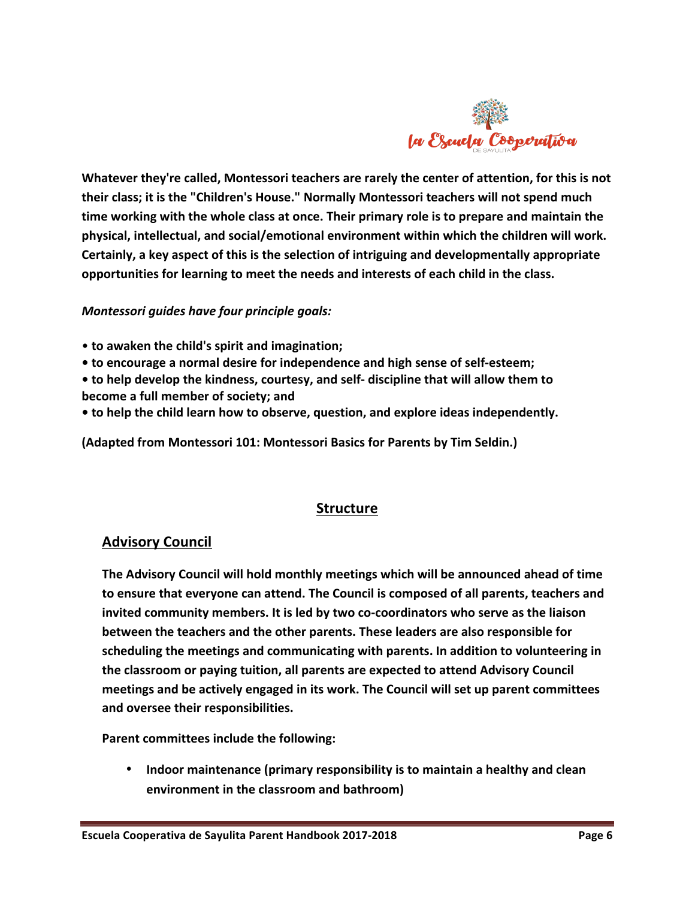**Whatever they're called, Montessori teachers are rarely the center of attention, for this is not their class; it is the "Children's House." Normally Montessori teachers will not spend much time working with the whole class at once. Their primary role is to prepare and maintain the physical, intellectual, and social/emotional environment within which the children will work. Certainly, a key aspect of this is the selection of intriguing and developmentally appropriate opportunities for learning to meet the needs and interests of each child in the class.**

***Montessori guides have four principle goals:***

- **to awaken the child's spirit and imagination;**
- **to encourage a normal desire for independence and high sense of self-esteem;**
- **to help develop the kindness, courtesy, and self- discipline that will allow them to become a full member of society; and**
- **to help the child learn how to observe, question, and explore ideas independently.**

**(Adapted from Montessori 101: Montessori Basics for Parents by Tim Seldin.)**

## Structure

### Advisory Council

**The Advisory Council will hold monthly meetings which will be announced ahead of time to ensure that everyone can attend. The Council is composed of all parents, teachers and invited community members. It is led by two co-coordinators who serve as the liaison between the teachers and the other parents. These leaders are also responsible for scheduling the meetings and communicating with parents. In addition to volunteering in the classroom or paying tuition, all parents are expected to attend Advisory Council meetings and be actively engaged in its work. The Council will set up parent committees and oversee their responsibilities.**

**Parent committees include the following:**

- **Indoor maintenance (primary responsibility is to maintain a healthy and clean environment in the classroom and bathroom)**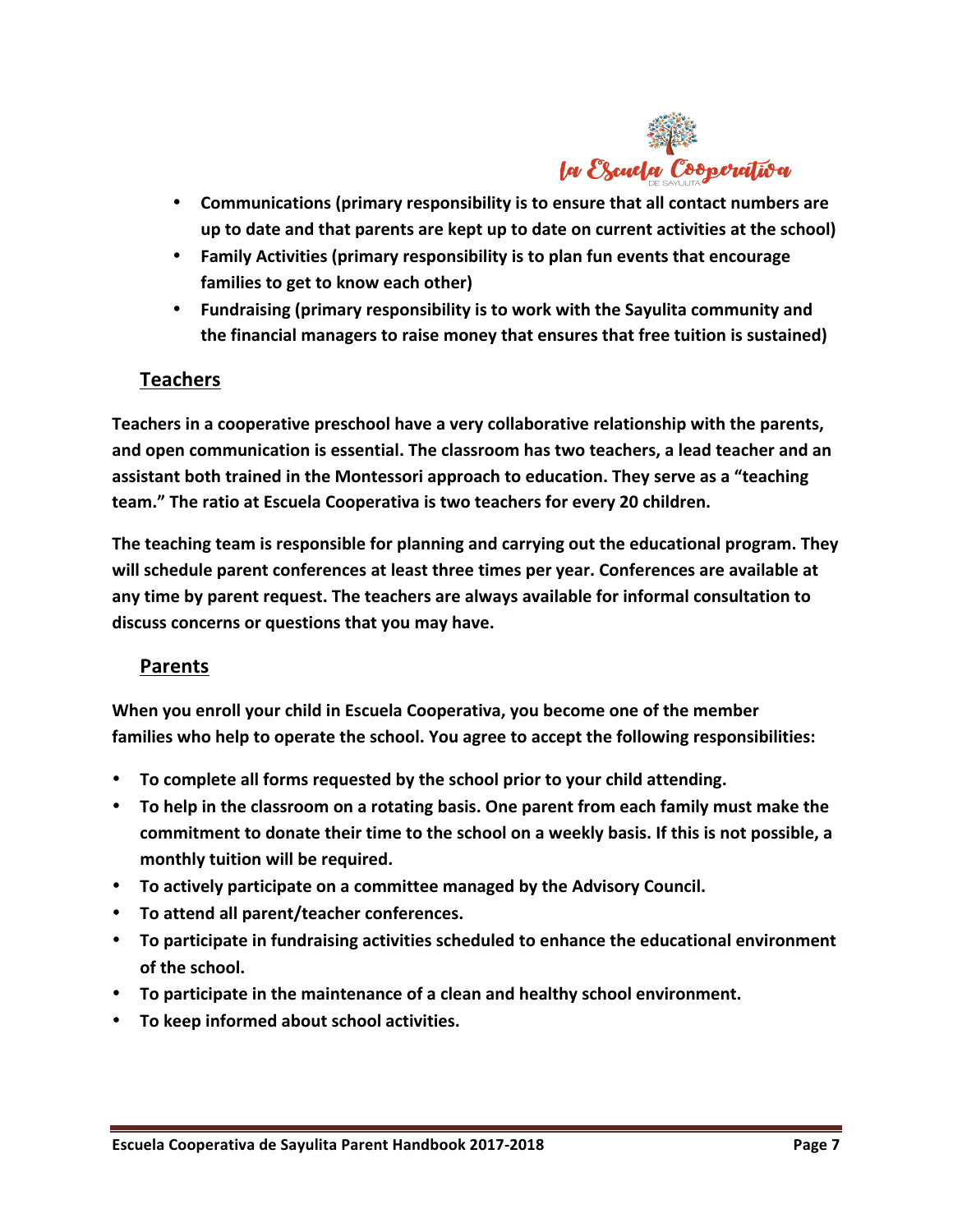- **Communications (primary responsibility is to ensure that all contact numbers are up to date and that parents are kept up to date on current activities at the school)**
- **Family Activities (primary responsibility is to plan fun events that encourage families to get to know each other)**
- **Fundraising (primary responsibility is to work with the Sayulita community and the financial managers to raise money that ensures that free tuition is sustained)**

## Teachers

**Teachers in a cooperative preschool have a very collaborative relationship with the parents, and open communication is essential. The classroom has two teachers, a lead teacher and an assistant both trained in the Montessori approach to education. They serve as a "teaching team." The ratio at Escuela Cooperativa is two teachers for every 20 children.**

**The teaching team is responsible for planning and carrying out the educational program. They will schedule parent conferences at least three times per year. Conferences are available at any time by parent request. The teachers are always available for informal consultation to discuss concerns or questions that you may have.**

## Parents

**When you enroll your child in Escuela Cooperativa, you become one of the member families who help to operate the school. You agree to accept the following responsibilities:**

- **To complete all forms requested by the school prior to your child attending.**
- **To help in the classroom on a rotating basis. One parent from each family must make the commitment to donate their time to the school on a weekly basis. If this is not possible, a monthly tuition will be required.**
- **To actively participate on a committee managed by the Advisory Council.**
- **To attend all parent/teacher conferences.**
- **To participate in fundraising activities scheduled to enhance the educational environment of the school.**
- **To participate in the maintenance of a clean and healthy school environment.**
- **To keep informed about school activities.**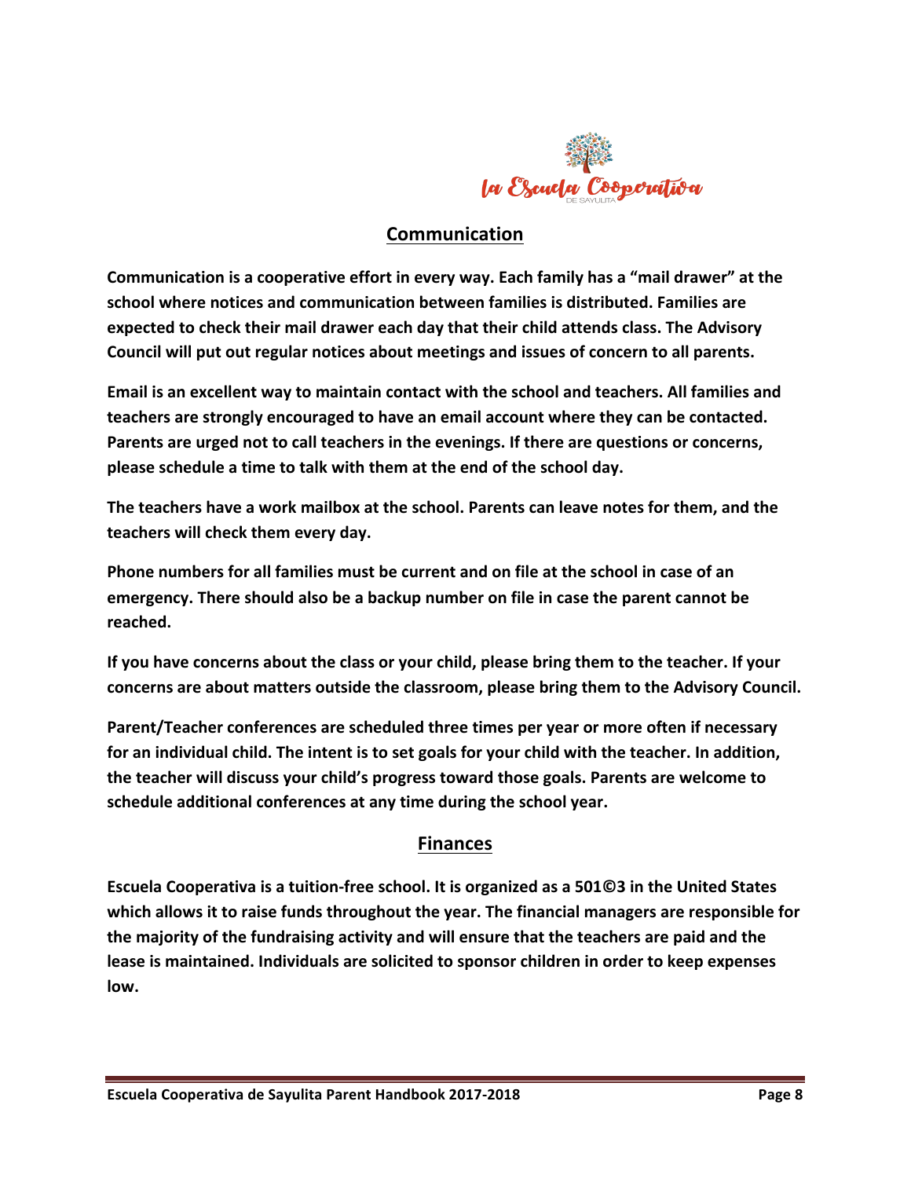## Communication

**Communication is a cooperative effort in every way. Each family has a "mail drawer" at the school where notices and communication between families is distributed. Families are expected to check their mail drawer each day that their child attends class. The Advisory Council will put out regular notices about meetings and issues of concern to all parents.**

**Email is an excellent way to maintain contact with the school and teachers. All families and teachers are strongly encouraged to have an email account where they can be contacted. Parents are urged not to call teachers in the evenings. If there are questions or concerns, please schedule a time to talk with them at the end of the school day.**

**The teachers have a work mailbox at the school. Parents can leave notes for them, and the teachers will check them every day.**

**Phone numbers for all families must be current and on file at the school in case of an emergency. There should also be a backup number on file in case the parent cannot be reached.**

**If you have concerns about the class or your child, please bring them to the teacher. If your concerns are about matters outside the classroom, please bring them to the Advisory Council.**

**Parent/Teacher conferences are scheduled three times per year or more often if necessary for an individual child. The intent is to set goals for your child with the teacher. In addition, the teacher will discuss your child's progress toward those goals. Parents are welcome to schedule additional conferences at any time during the school year.**

## Finances

**Escuela Cooperativa is a tuition-free school. It is organized as a 501©3 in the United States which allows it to raise funds throughout the year. The financial managers are responsible for the majority of the fundraising activity and will ensure that the teachers are paid and the lease is maintained. Individuals are solicited to sponsor children in order to keep expenses low.**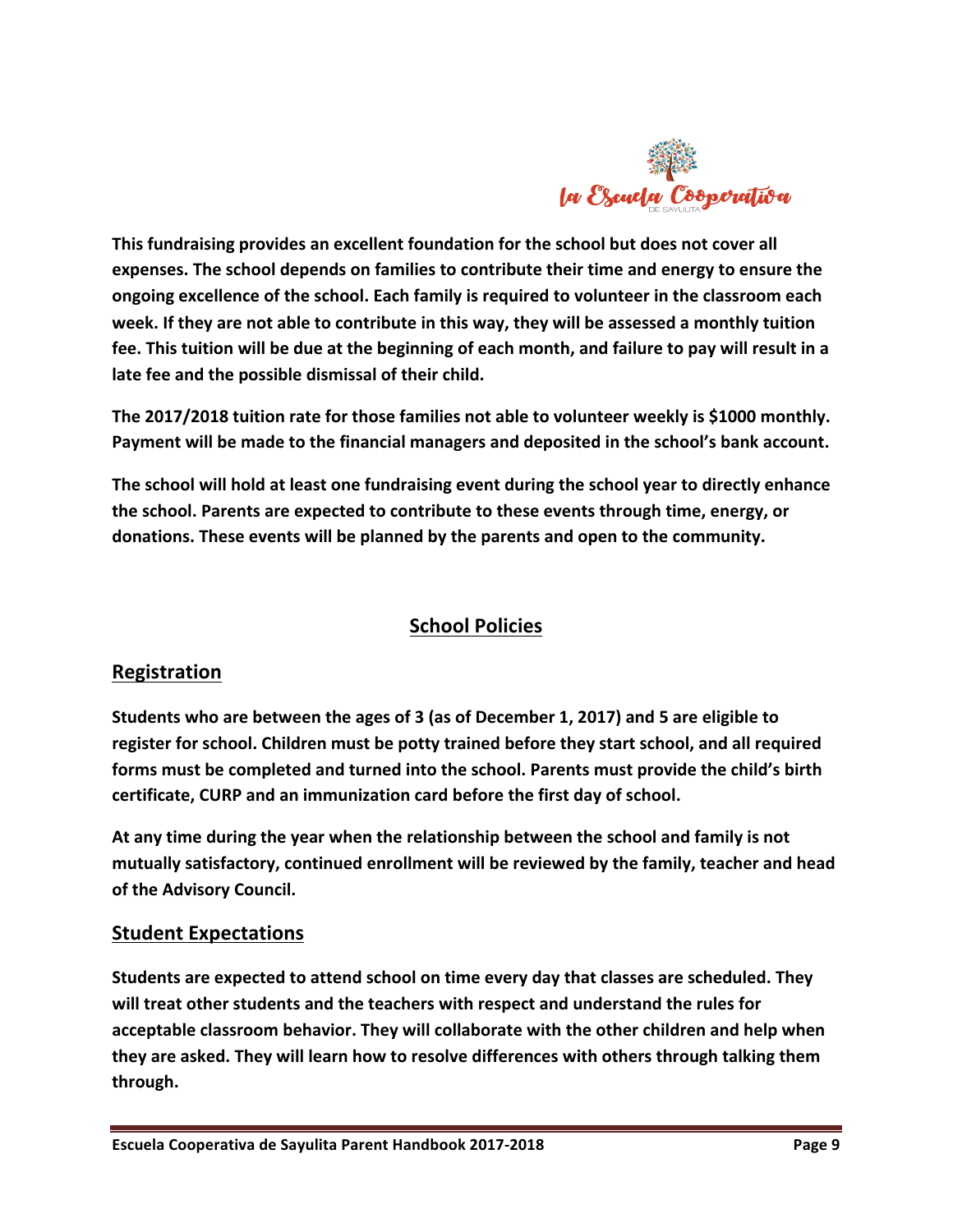**This fundraising provides an excellent foundation for the school but does not cover all expenses. The school depends on families to contribute their time and energy to ensure the ongoing excellence of the school. Each family is required to volunteer in the classroom each week. If they are not able to contribute in this way, they will be assessed a monthly tuition fee. This tuition will be due at the beginning of each month, and failure to pay will result in a late fee and the possible dismissal of their child.**

**The 2017/2018 tuition rate for those families not able to volunteer weekly is $1000 monthly. Payment will be made to the financial managers and deposited in the school's bank account.**

**The school will hold at least one fundraising event during the school year to directly enhance the school. Parents are expected to contribute to these events through time, energy, or donations. These events will be planned by the parents and open to the community.**

# School Policies

## Registration

**Students who are between the ages of 3 (as of December 1, 2017) and 5 are eligible to register for school. Children must be potty trained before they start school, and all required forms must be completed and turned into the school. Parents must provide the child's birth certificate, CURP and an immunization card before the first day of school.**

**At any time during the year when the relationship between the school and family is not mutually satisfactory, continued enrollment will be reviewed by the family, teacher and head of the Advisory Council.**

## Student Expectations

**Students are expected to attend school on time every day that classes are scheduled. They will treat other students and the teachers with respect and understand the rules for acceptable classroom behavior. They will collaborate with the other children and help when they are asked. They will learn how to resolve differences with others through talking them through.**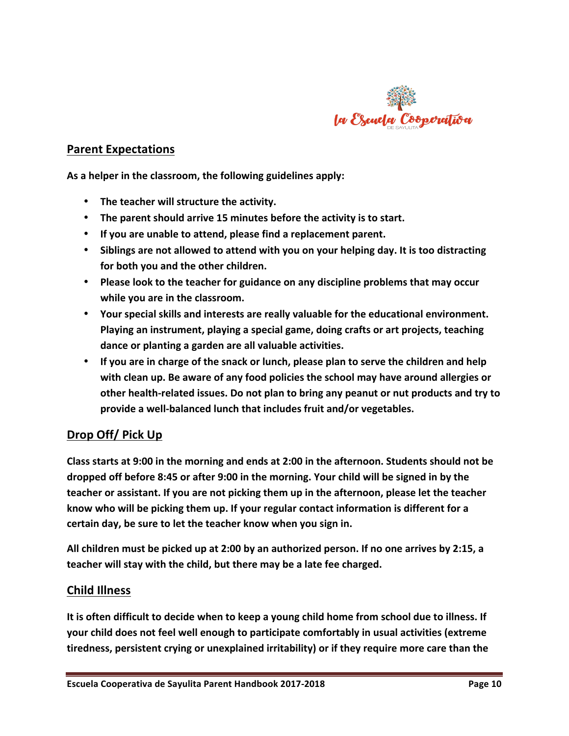## Parent Expectations

**As a helper in the classroom, the following guidelines apply:**

- **The teacher will structure the activity.**
- **The parent should arrive 15 minutes before the activity is to start.**
- **If you are unable to attend, please find a replacement parent.**
- **Siblings are not allowed to attend with you on your helping day. It is too distracting for both you and the other children.**
- **Please look to the teacher for guidance on any discipline problems that may occur while you are in the classroom.**
- **Your special skills and interests are really valuable for the educational environment. Playing an instrument, playing a special game, doing crafts or art projects, teaching dance or planting a garden are all valuable activities.**
- **If you are in charge of the snack or lunch, please plan to serve the children and help with clean up. Be aware of any food policies the school may have around allergies or other health-related issues. Do not plan to bring any peanut or nut products and try to provide a well-balanced lunch that includes fruit and/or vegetables.**

## Drop Off/ Pick Up

**Class starts at 9:00 in the morning and ends at 2:00 in the afternoon. Students should not be dropped off before 8:45 or after 9:00 in the morning. Your child will be signed in by the teacher or assistant. If you are not picking them up in the afternoon, please let the teacher know who will be picking them up. If your regular contact information is different for a certain day, be sure to let the teacher know when you sign in.**

**All children must be picked up at 2:00 by an authorized person. If no one arrives by 2:15, a teacher will stay with the child, but there may be a late fee charged.**

## Child Illness

**It is often difficult to decide when to keep a young child home from school due to illness. If your child does not feel well enough to participate comfortably in usual activities (extreme tiredness, persistent crying or unexplained irritability) or if they require more care than the**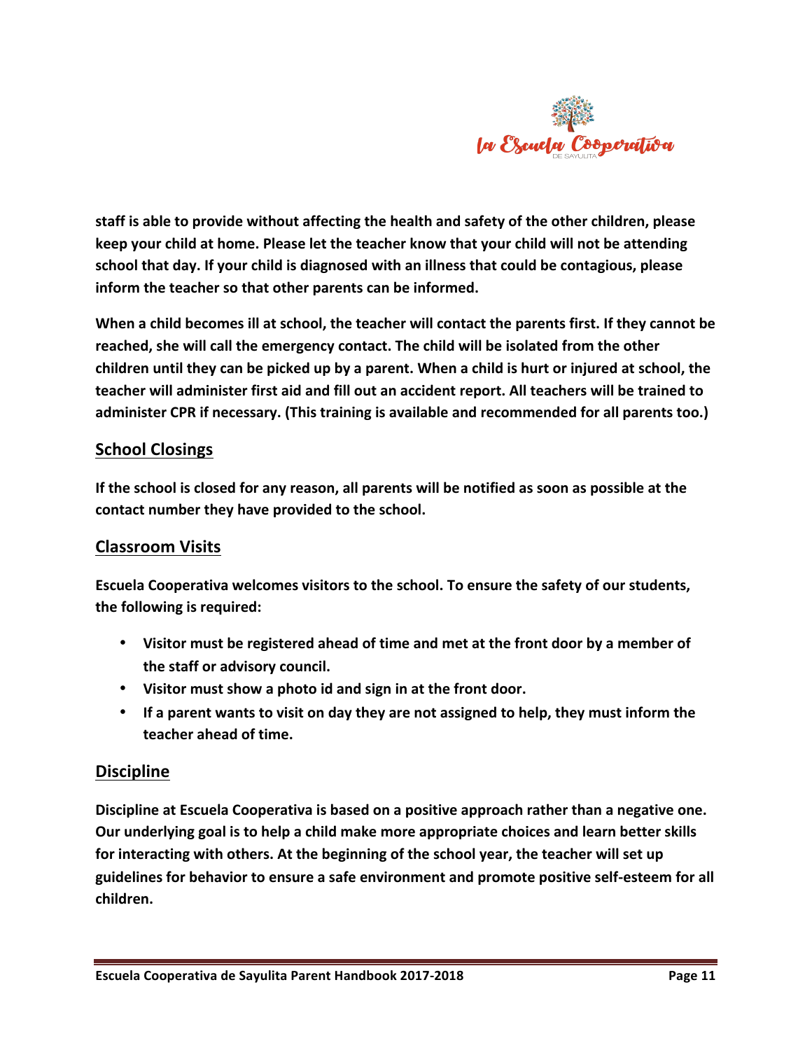**staff is able to provide without affecting the health and safety of the other children, please keep your child at home. Please let the teacher know that your child will not be attending school that day. If your child is diagnosed with an illness that could be contagious, please inform the teacher so that other parents can be informed.**

**When a child becomes ill at school, the teacher will contact the parents first. If they cannot be reached, she will call the emergency contact. The child will be isolated from the other children until they can be picked up by a parent. When a child is hurt or injured at school, the teacher will administer first aid and fill out an accident report. All teachers will be trained to administer CPR if necessary. (This training is available and recommended for all parents too.)**

## School Closings

**If the school is closed for any reason, all parents will be notified as soon as possible at the contact number they have provided to the school.**

## Classroom Visits

**Escuela Cooperativa welcomes visitors to the school. To ensure the safety of our students, the following is required:**

- **Visitor must be registered ahead of time and met at the front door by a member of the staff or advisory council.**
- **Visitor must show a photo id and sign in at the front door.**
- **If a parent wants to visit on day they are not assigned to help, they must inform the teacher ahead of time.**

## Discipline

**Discipline at Escuela Cooperativa is based on a positive approach rather than a negative one. Our underlying goal is to help a child make more appropriate choices and learn better skills for interacting with others. At the beginning of the school year, the teacher will set up guidelines for behavior to ensure a safe environment and promote positive self-esteem for all children.**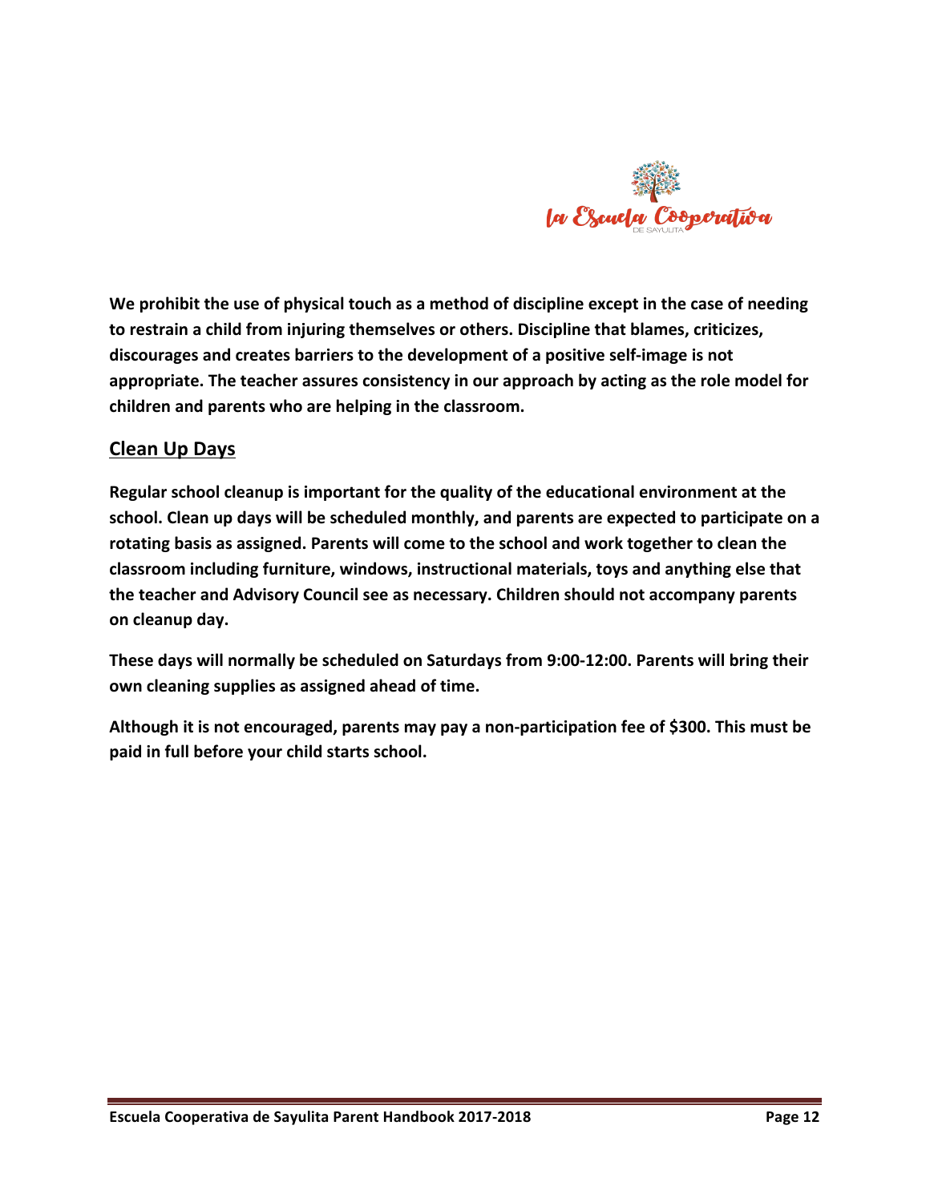**We prohibit the use of physical touch as a method of discipline except in the case of needing to restrain a child from injuring themselves or others. Discipline that blames, criticizes, discourages and creates barriers to the development of a positive self-image is not appropriate. The teacher assures consistency in our approach by acting as the role model for children and parents who are helping in the classroom.**

## Clean Up Days

**Regular school cleanup is important for the quality of the educational environment at the school. Clean up days will be scheduled monthly, and parents are expected to participate on a rotating basis as assigned. Parents will come to the school and work together to clean the classroom including furniture, windows, instructional materials, toys and anything else that the teacher and Advisory Council see as necessary. Children should not accompany parents on cleanup day.**

**These days will normally be scheduled on Saturdays from 9:00-12:00. Parents will bring their own cleaning supplies as assigned ahead of time.**

**Although it is not encouraged, parents may pay a non-participation fee of $300. This must be paid in full before your child starts school.**